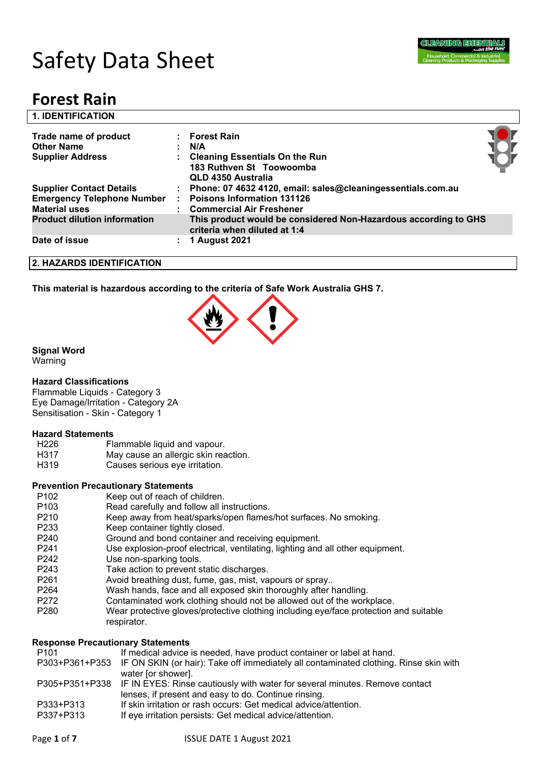# Safety Data Sheet

# Forest Rain

## 1. IDENTIFICATION

| | | |
|---|---|---|
| **Trade name of product** | : | **Forest Rain** |
| **Other Name** | : | **N/A** |
| **Supplier Address** | : | **Cleaning Essentials On the Run**<br>**183 Ruthven St Toowoomba**<br>**QLD 4350 Australia** |
| **Supplier Contact Details** | : | **Phone: 07 4632 4120, email: sales@cleaningessentials.com.au** |
| **Emergency Telephone Number** | : | **Poisons Information 131126** |
| **Material uses** | : | **Commercial Air Freshener** |
| **Product dilution information** | | **This product would be considered Non-Hazardous according to GHS criteria when diluted at 1:4** |
| **Date of issue** | : | **1 August 2021** |

## 2. HAZARDS IDENTIFICATION

**This material is hazardous according to the criteria of Safe Work Australia GHS 7.**

**Signal Word**
Warning

**Hazard Classifications**
Flammable Liquids - Category 3
Eye Damage/Irritation - Category 2A
Sensitisation - Skin - Category 1

**Hazard Statements**

| | |
|---|---|
| H226 | Flammable liquid and vapour. |
| H317 | May cause an allergic skin reaction. |
| H319 | Causes serious eye irritation. |

**Prevention Precautionary Statements**

| | |
|---|---|
| P102 | Keep out of reach of children. |
| P103 | Read carefully and follow all instructions. |
| P210 | Keep away from heat/sparks/open flames/hot surfaces. No smoking. |
| P233 | Keep container tightly closed. |
| P240 | Ground and bond container and receiving equipment. |
| P241 | Use explosion-proof electrical, ventilating, lighting and all other equipment. |
| P242 | Use non-sparking tools. |
| P243 | Take action to prevent static discharges. |
| P261 | Avoid breathing dust, fume, gas, mist, vapours or spray.. |
| P264 | Wash hands, face and all exposed skin thoroughly after handling. |
| P272 | Contaminated work clothing should not be allowed out of the workplace. |
| P280 | Wear protective gloves/protective clothing including eye/face protection and suitable respirator. |

**Response Precautionary Statements**

| | |
|---|---|
| P101 | If medical advice is needed, have product container or label at hand. |
| P303+P361+P353 | IF ON SKIN (or hair): Take off immediately all contaminated clothing. Rinse skin with water [or shower]. |
| P305+P351+P338 | IF IN EYES: Rinse cautiously with water for several minutes. Remove contact lenses, if present and easy to do. Continue rinsing. |
| P333+P313 | If skin irritation or rash occurs: Get medical advice/attention. |
| P337+P313 | If eye irritation persists: Get medical advice/attention. |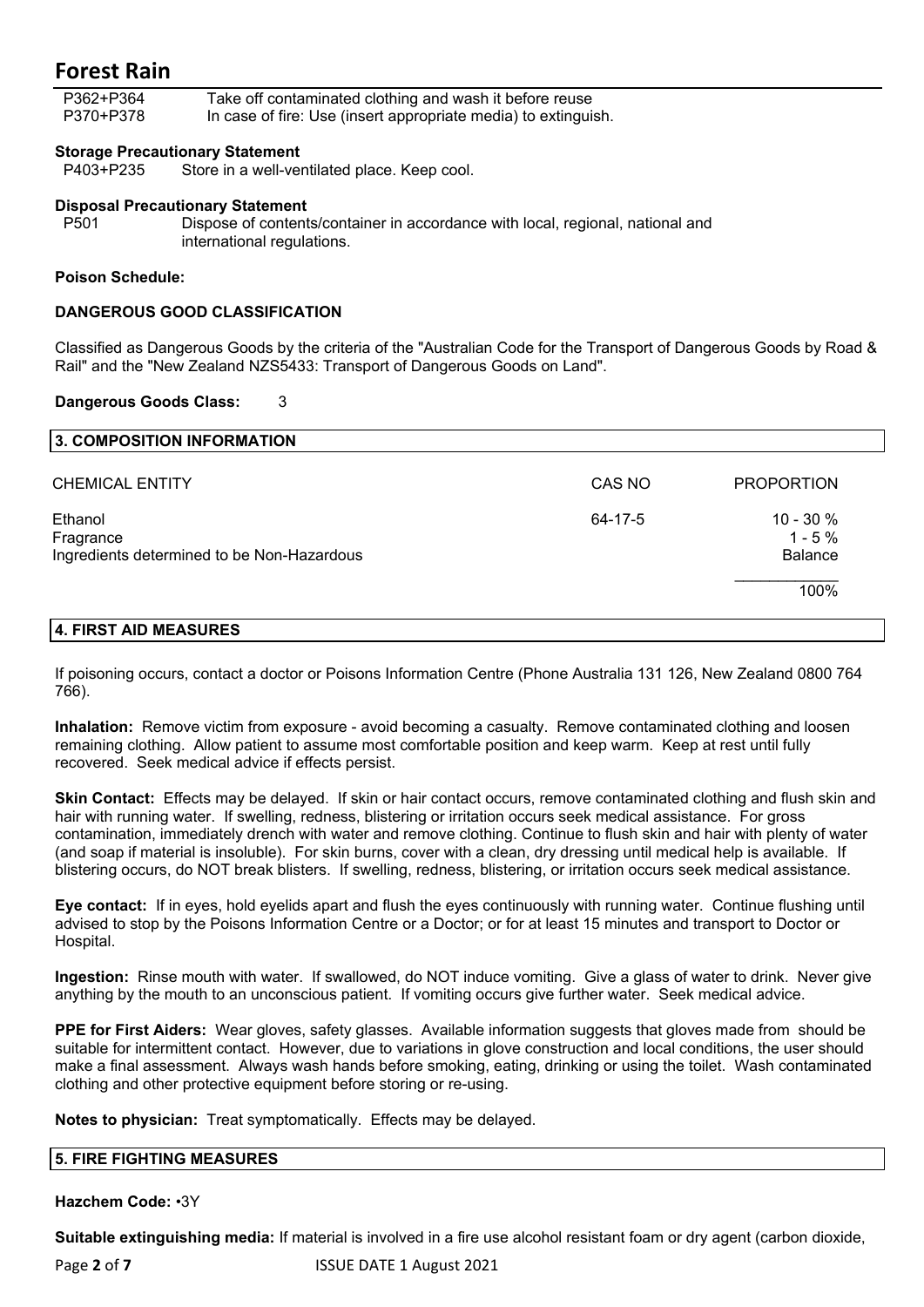| | |
|---|---|
| P362+P364 | Take off contaminated clothing and wash it before reuse |
| P370+P378 | In case of fire: Use (insert appropriate media) to extinguish. |

**Storage Precautionary Statement**

| | |
|---|---|
| P403+P235 | Store in a well-ventilated place. Keep cool. |

**Disposal Precautionary Statement**

| | |
|---|---|
| P501 | Dispose of contents/container in accordance with local, regional, national and international regulations. |

**Poison Schedule:**

**DANGEROUS GOOD CLASSIFICATION**

Classified as Dangerous Goods by the criteria of the "Australian Code for the Transport of Dangerous Goods by Road & Rail" and the "New Zealand NZS5433: Transport of Dangerous Goods on Land".

**Dangerous Goods Class:** 3

## 3. COMPOSITION INFORMATION

| CHEMICAL ENTITY | CAS NO | PROPORTION |
|---|---|---|
| Ethanol | 64-17-5 | 10 - 30 % |
| Fragrance | | 1 - 5 % |
| Ingredients determined to be Non-Hazardous | | Balance |
| | | 100% |

## 4. FIRST AID MEASURES

If poisoning occurs, contact a doctor or Poisons Information Centre (Phone Australia 131 126, New Zealand 0800 764 766).

**Inhalation:** Remove victim from exposure - avoid becoming a casualty. Remove contaminated clothing and loosen remaining clothing. Allow patient to assume most comfortable position and keep warm. Keep at rest until fully recovered. Seek medical advice if effects persist.

**Skin Contact:** Effects may be delayed. If skin or hair contact occurs, remove contaminated clothing and flush skin and hair with running water. If swelling, redness, blistering or irritation occurs seek medical assistance. For gross contamination, immediately drench with water and remove clothing. Continue to flush skin and hair with plenty of water (and soap if material is insoluble). For skin burns, cover with a clean, dry dressing until medical help is available. If blistering occurs, do NOT break blisters. If swelling, redness, blistering, or irritation occurs seek medical assistance.

**Eye contact:** If in eyes, hold eyelids apart and flush the eyes continuously with running water. Continue flushing until advised to stop by the Poisons Information Centre or a Doctor; or for at least 15 minutes and transport to Doctor or Hospital.

**Ingestion:** Rinse mouth with water. If swallowed, do NOT induce vomiting. Give a glass of water to drink. Never give anything by the mouth to an unconscious patient. If vomiting occurs give further water. Seek medical advice.

**PPE for First Aiders:** Wear gloves, safety glasses. Available information suggests that gloves made from should be suitable for intermittent contact. However, due to variations in glove construction and local conditions, the user should make a final assessment. Always wash hands before smoking, eating, drinking or using the toilet. Wash contaminated clothing and other protective equipment before storing or re-using.

**Notes to physician:** Treat symptomatically. Effects may be delayed.

## 5. FIRE FIGHTING MEASURES

**Hazchem Code:** •3Y

**Suitable extinguishing media:** If material is involved in a fire use alcohol resistant foam or dry agent (carbon dioxide,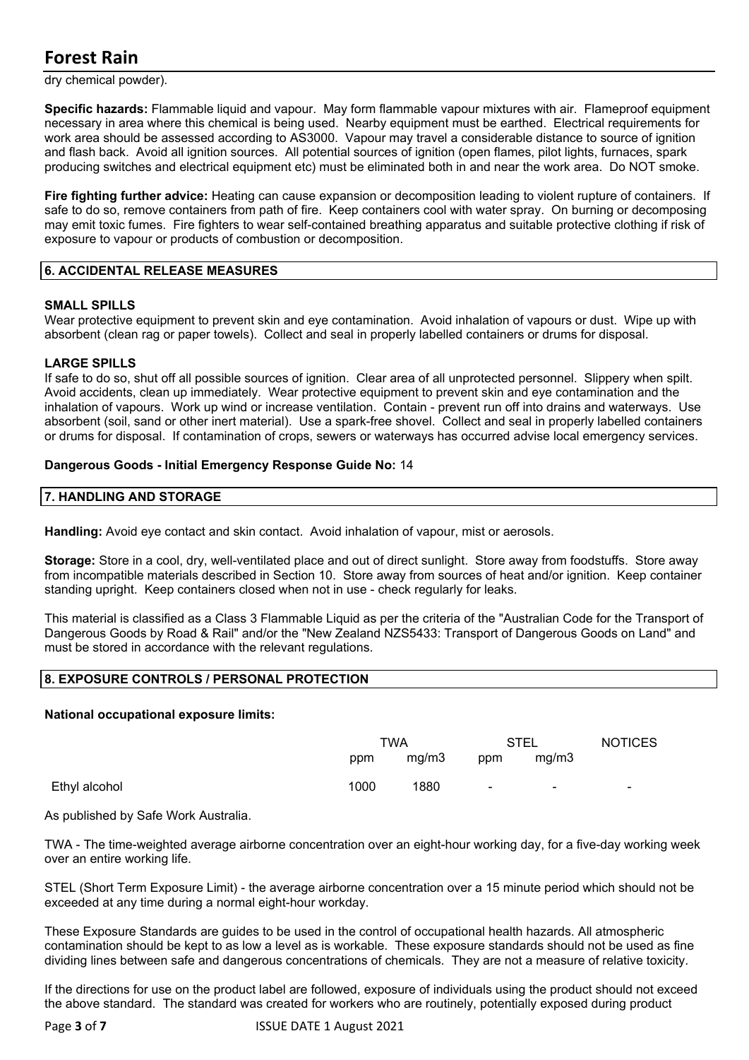dry chemical powder).

**Specific hazards:** Flammable liquid and vapour. May form flammable vapour mixtures with air. Flameproof equipment necessary in area where this chemical is being used. Nearby equipment must be earthed. Electrical requirements for work area should be assessed according to AS3000. Vapour may travel a considerable distance to source of ignition and flash back. Avoid all ignition sources. All potential sources of ignition (open flames, pilot lights, furnaces, spark producing switches and electrical equipment etc) must be eliminated both in and near the work area. Do NOT smoke.

**Fire fighting further advice:** Heating can cause expansion or decomposition leading to violent rupture of containers. If safe to do so, remove containers from path of fire. Keep containers cool with water spray. On burning or decomposing may emit toxic fumes. Fire fighters to wear self-contained breathing apparatus and suitable protective clothing if risk of exposure to vapour or products of combustion or decomposition.

## 6. ACCIDENTAL RELEASE MEASURES

### SMALL SPILLS

Wear protective equipment to prevent skin and eye contamination. Avoid inhalation of vapours or dust. Wipe up with absorbent (clean rag or paper towels). Collect and seal in properly labelled containers or drums for disposal.

### LARGE SPILLS

If safe to do so, shut off all possible sources of ignition. Clear area of all unprotected personnel. Slippery when spilt. Avoid accidents, clean up immediately. Wear protective equipment to prevent skin and eye contamination and the inhalation of vapours. Work up wind or increase ventilation. Contain - prevent run off into drains and waterways. Use absorbent (soil, sand or other inert material). Use a spark-free shovel. Collect and seal in properly labelled containers or drums for disposal. If contamination of crops, sewers or waterways has occurred advise local emergency services.

**Dangerous Goods - Initial Emergency Response Guide No:** 14

## 7. HANDLING AND STORAGE

**Handling:** Avoid eye contact and skin contact. Avoid inhalation of vapour, mist or aerosols.

**Storage:** Store in a cool, dry, well-ventilated place and out of direct sunlight. Store away from foodstuffs. Store away from incompatible materials described in Section 10. Store away from sources of heat and/or ignition. Keep container standing upright. Keep containers closed when not in use - check regularly for leaks.

This material is classified as a Class 3 Flammable Liquid as per the criteria of the "Australian Code for the Transport of Dangerous Goods by Road & Rail" and/or the "New Zealand NZS5433: Transport of Dangerous Goods on Land" and must be stored in accordance with the relevant regulations.

## 8. EXPOSURE CONTROLS / PERSONAL PROTECTION

**National occupational exposure limits:**

| | TWA | | STEL | | NOTICES |
|---|---|---|---|---|---|
| | ppm | mg/m3 | ppm | mg/m3 | |
| Ethyl alcohol | 1000 | 1880 | - | - | - |

As published by Safe Work Australia.

TWA - The time-weighted average airborne concentration over an eight-hour working day, for a five-day working week over an entire working life.

STEL (Short Term Exposure Limit) - the average airborne concentration over a 15 minute period which should not be exceeded at any time during a normal eight-hour workday.

These Exposure Standards are guides to be used in the control of occupational health hazards. All atmospheric contamination should be kept to as low a level as is workable. These exposure standards should not be used as fine dividing lines between safe and dangerous concentrations of chemicals. They are not a measure of relative toxicity.

If the directions for use on the product label are followed, exposure of individuals using the product should not exceed the above standard. The standard was created for workers who are routinely, potentially exposed during product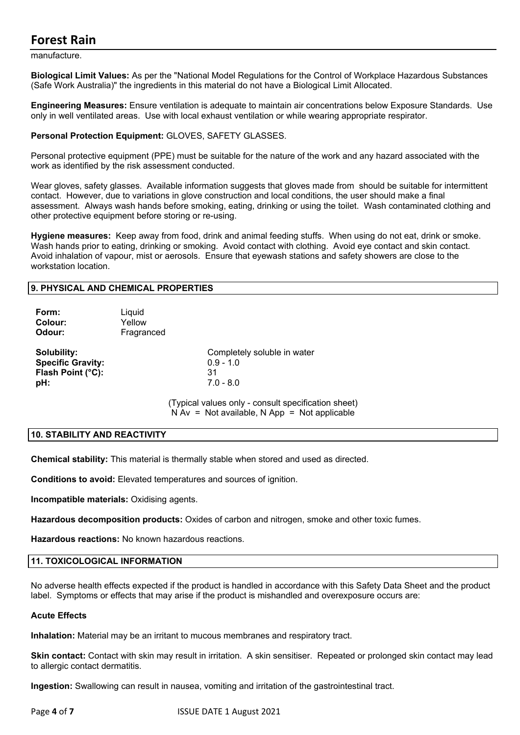manufacture.

**Biological Limit Values:** As per the "National Model Regulations for the Control of Workplace Hazardous Substances (Safe Work Australia)" the ingredients in this material do not have a Biological Limit Allocated.

**Engineering Measures:** Ensure ventilation is adequate to maintain air concentrations below Exposure Standards. Use only in well ventilated areas. Use with local exhaust ventilation or while wearing appropriate respirator.

**Personal Protection Equipment:** GLOVES, SAFETY GLASSES.

Personal protective equipment (PPE) must be suitable for the nature of the work and any hazard associated with the work as identified by the risk assessment conducted.

Wear gloves, safety glasses. Available information suggests that gloves made from should be suitable for intermittent contact. However, due to variations in glove construction and local conditions, the user should make a final assessment. Always wash hands before smoking, eating, drinking or using the toilet. Wash contaminated clothing and other protective equipment before storing or re-using.

**Hygiene measures:** Keep away from food, drink and animal feeding stuffs. When using do not eat, drink or smoke. Wash hands prior to eating, drinking or smoking. Avoid contact with clothing. Avoid eye contact and skin contact. Avoid inhalation of vapour, mist or aerosols. Ensure that eyewash stations and safety showers are close to the workstation location.

## 9. PHYSICAL AND CHEMICAL PROPERTIES

**Form:** Liquid
**Colour:** Yellow
**Odour:** Fragranced

**Solubility:** Completely soluble in water
**Specific Gravity:** 0.9 - 1.0
**Flash Point (°C):** 31
**pH:** 7.0 - 8.0

(Typical values only - consult specification sheet)
N Av = Not available, N App = Not applicable

## 10. STABILITY AND REACTIVITY

**Chemical stability:** This material is thermally stable when stored and used as directed.

**Conditions to avoid:** Elevated temperatures and sources of ignition.

**Incompatible materials:** Oxidising agents.

**Hazardous decomposition products:** Oxides of carbon and nitrogen, smoke and other toxic fumes.

**Hazardous reactions:** No known hazardous reactions.

## 11. TOXICOLOGICAL INFORMATION

No adverse health effects expected if the product is handled in accordance with this Safety Data Sheet and the product label. Symptoms or effects that may arise if the product is mishandled and overexposure occurs are:

**Acute Effects**

**Inhalation:** Material may be an irritant to mucous membranes and respiratory tract.

**Skin contact:** Contact with skin may result in irritation. A skin sensitiser. Repeated or prolonged skin contact may lead to allergic contact dermatitis.

**Ingestion:** Swallowing can result in nausea, vomiting and irritation of the gastrointestinal tract.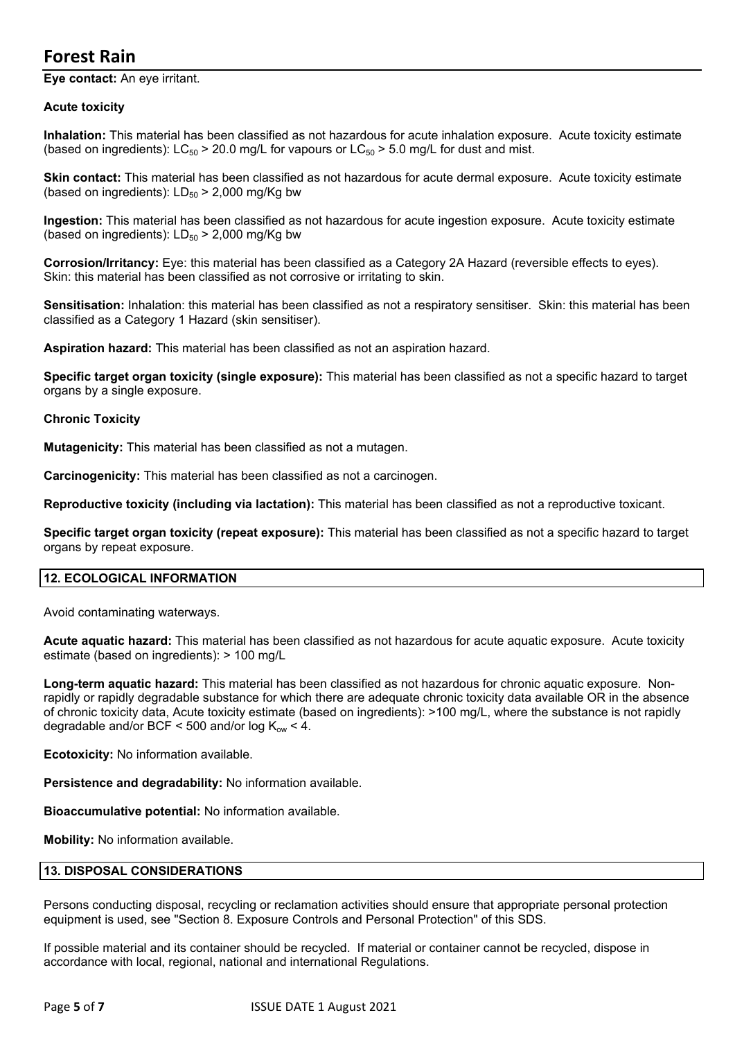**Eye contact:** An eye irritant.

**Acute toxicity**

**Inhalation:** This material has been classified as not hazardous for acute inhalation exposure. Acute toxicity estimate (based on ingredients): $LC_{50}$ > 20.0 mg/L for vapours or $LC_{50}$ > 5.0 mg/L for dust and mist.

**Skin contact:** This material has been classified as not hazardous for acute dermal exposure. Acute toxicity estimate (based on ingredients): $LD_{50}$ > 2,000 mg/Kg bw

**Ingestion:** This material has been classified as not hazardous for acute ingestion exposure. Acute toxicity estimate (based on ingredients): $LD_{50}$ > 2,000 mg/Kg bw

**Corrosion/Irritancy:** Eye: this material has been classified as a Category 2A Hazard (reversible effects to eyes). Skin: this material has been classified as not corrosive or irritating to skin.

**Sensitisation:** Inhalation: this material has been classified as not a respiratory sensitiser. Skin: this material has been classified as a Category 1 Hazard (skin sensitiser).

**Aspiration hazard:** This material has been classified as not an aspiration hazard.

**Specific target organ toxicity (single exposure):** This material has been classified as not a specific hazard to target organs by a single exposure.

**Chronic Toxicity**

**Mutagenicity:** This material has been classified as not a mutagen.

**Carcinogenicity:** This material has been classified as not a carcinogen.

**Reproductive toxicity (including via lactation):** This material has been classified as not a reproductive toxicant.

**Specific target organ toxicity (repeat exposure):** This material has been classified as not a specific hazard to target organs by repeat exposure.

## 12. ECOLOGICAL INFORMATION

Avoid contaminating waterways.

**Acute aquatic hazard:** This material has been classified as not hazardous for acute aquatic exposure. Acute toxicity estimate (based on ingredients): > 100 mg/L

**Long-term aquatic hazard:** This material has been classified as not hazardous for chronic aquatic exposure. Non-rapidly or rapidly degradable substance for which there are adequate chronic toxicity data available OR in the absence of chronic toxicity data, Acute toxicity estimate (based on ingredients): >100 mg/L, where the substance is not rapidly degradable and/or BCF < 500 and/or log $K_{ow}$ < 4.

**Ecotoxicity:** No information available.

**Persistence and degradability:** No information available.

**Bioaccumulative potential:** No information available.

**Mobility:** No information available.

## 13. DISPOSAL CONSIDERATIONS

Persons conducting disposal, recycling or reclamation activities should ensure that appropriate personal protection equipment is used, see "Section 8. Exposure Controls and Personal Protection" of this SDS.

If possible material and its container should be recycled. If material or container cannot be recycled, dispose in accordance with local, regional, national and international Regulations.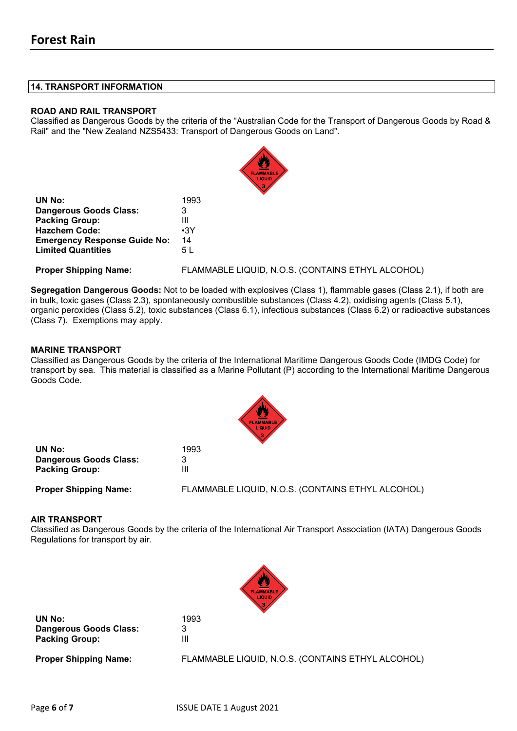## 14. TRANSPORT INFORMATION

### ROAD AND RAIL TRANSPORT

Classified as Dangerous Goods by the criteria of the “Australian Code for the Transport of Dangerous Goods by Road & Rail" and the "New Zealand NZS5433: Transport of Dangerous Goods on Land".

| | |
|---|---|
| **UN No:** | 1993 |
| **Dangerous Goods Class:** | 3 |
| **Packing Group:** | III |
| **Hazchem Code:** | •3Y |
| **Emergency Response Guide No:** | 14 |
| **Limited Quantities** | 5 L |
| **Proper Shipping Name:** | FLAMMABLE LIQUID, N.O.S. (CONTAINS ETHYL ALCOHOL) |

**Segregation Dangerous Goods:** Not to be loaded with explosives (Class 1), flammable gases (Class 2.1), if both are in bulk, toxic gases (Class 2.3), spontaneously combustible substances (Class 4.2), oxidising agents (Class 5.1), organic peroxides (Class 5.2), toxic substances (Class 6.1), infectious substances (Class 6.2) or radioactive substances (Class 7). Exemptions may apply.

### MARINE TRANSPORT

Classified as Dangerous Goods by the criteria of the International Maritime Dangerous Goods Code (IMDG Code) for transport by sea. This material is classified as a Marine Pollutant (P) according to the International Maritime Dangerous Goods Code.

| | |
|---|---|
| **UN No:** | 1993 |
| **Dangerous Goods Class:** | 3 |
| **Packing Group:** | III |
| **Proper Shipping Name:** | FLAMMABLE LIQUID, N.O.S. (CONTAINS ETHYL ALCOHOL) |

### AIR TRANSPORT

Classified as Dangerous Goods by the criteria of the International Air Transport Association (IATA) Dangerous Goods Regulations for transport by air.

| | |
|---|---|
| **UN No:** | 1993 |
| **Dangerous Goods Class:** | 3 |
| **Packing Group:** | III |
| **Proper Shipping Name:** | FLAMMABLE LIQUID, N.O.S. (CONTAINS ETHYL ALCOHOL) |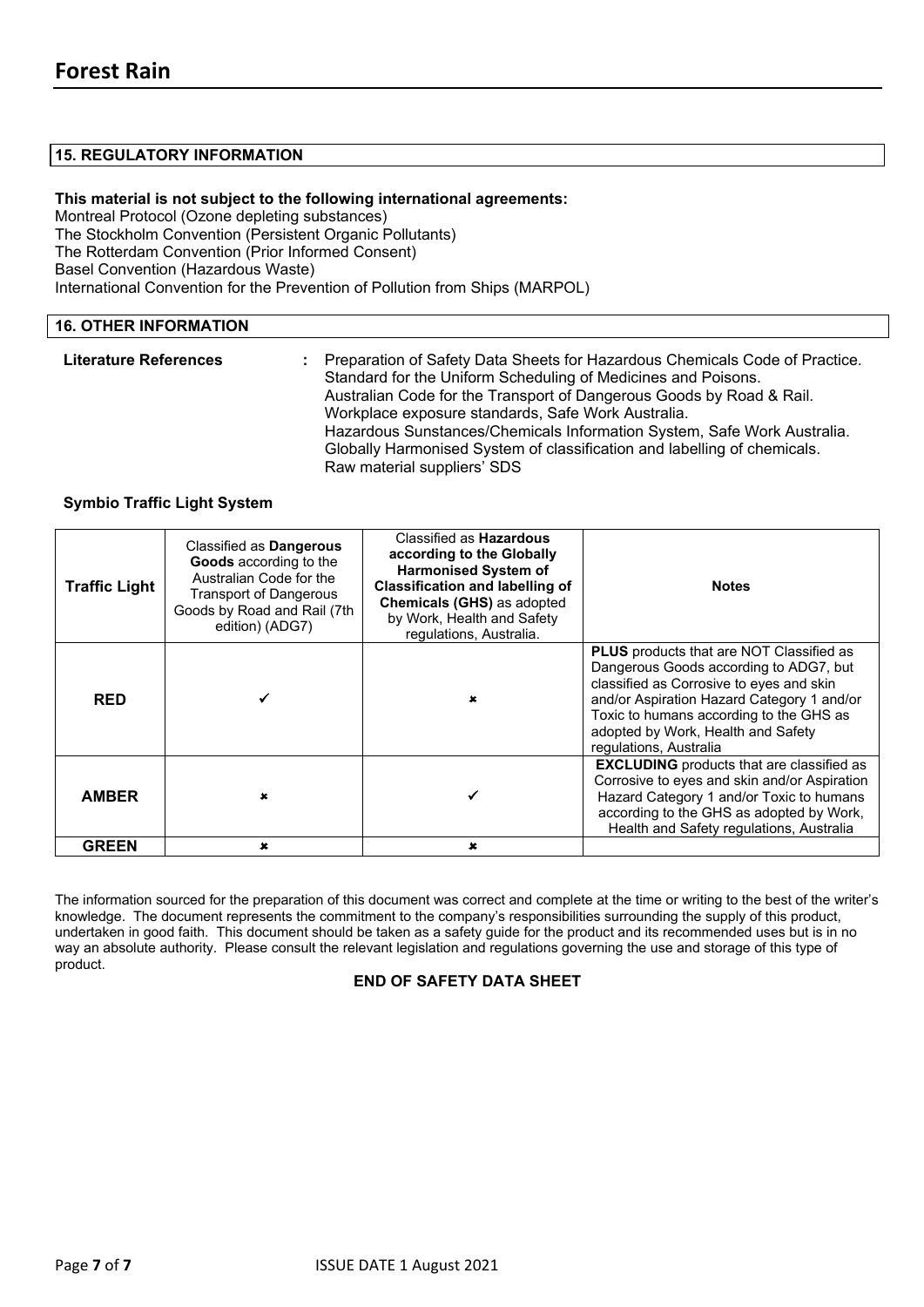## 15. REGULATORY INFORMATION

**This material is not subject to the following international agreements:**
Montreal Protocol (Ozone depleting substances)
The Stockholm Convention (Persistent Organic Pollutants)
The Rotterdam Convention (Prior Informed Consent)
Basel Convention (Hazardous Waste)
International Convention for the Prevention of Pollution from Ships (MARPOL)

## 16. OTHER INFORMATION

**Literature References** : Preparation of Safety Data Sheets for Hazardous Chemicals Code of Practice.
Standard for the Uniform Scheduling of Medicines and Poisons.
Australian Code for the Transport of Dangerous Goods by Road & Rail.
Workplace exposure standards, Safe Work Australia.
Hazardous Sunstances/Chemicals Information System, Safe Work Australia.
Globally Harmonised System of classification and labelling of chemicals.
Raw material suppliers' SDS

**Symbio Traffic Light System**

| Traffic Light | Classified as **Dangerous Goods** according to the Australian Code for the Transport of Dangerous Goods by Road and Rail (7th edition) (ADG7) | Classified as **Hazardous according to the Globally Harmonised System of Classification and labelling of Chemicals (GHS)** as adopted by Work, Health and Safety regulations, Australia. | Notes |
|---|---|---|---|
| **RED** | ✓ | ✗ | **PLUS** products that are NOT Classified as Dangerous Goods according to ADG7, but classified as Corrosive to eyes and skin and/or Aspiration Hazard Category 1 and/or Toxic to humans according to the GHS as adopted by Work, Health and Safety regulations, Australia |
| **AMBER** | ✗ | ✓ | **EXCLUDING** products that are classified as Corrosive to eyes and skin and/or Aspiration Hazard Category 1 and/or Toxic to humans according to the GHS as adopted by Work, Health and Safety regulations, Australia |
| **GREEN** | ✗ | ✗ | |

The information sourced for the preparation of this document was correct and complete at the time or writing to the best of the writer's knowledge. The document represents the commitment to the company's responsibilities surrounding the supply of this product, undertaken in good faith. This document should be taken as a safety guide for the product and its recommended uses but is in no way an absolute authority. Please consult the relevant legislation and regulations governing the use and storage of this type of product.

**END OF SAFETY DATA SHEET**